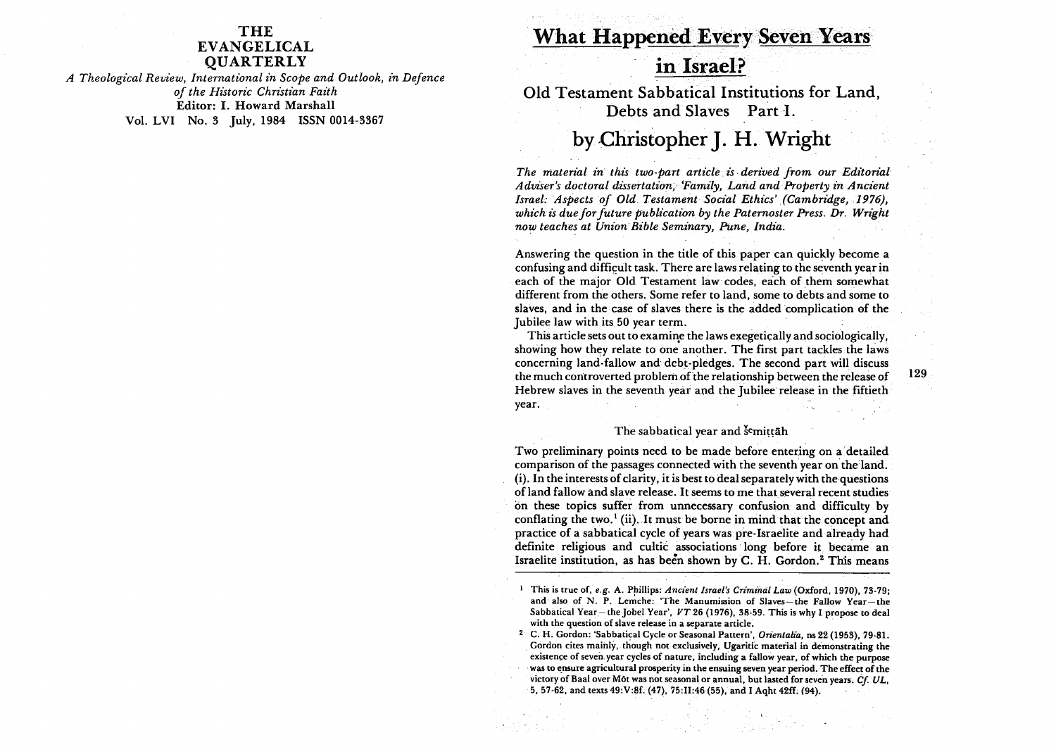# THE EVANGELICAL QUARTERLY

*A Theological Review, International in Scope and Outlook, in Defence of the Historic Christian Faith*

**Editor: I. Howard Marshall**

**Vol. LVI No. 3 July, 1984 ISSN 0014-3367**

# What Happened Every Seven Years in Israel?

## Old Testament Sabbatical Institutions for Land, Debts and Slaves Part I.

## by Christopher J. H. Wright

*The material in this two-part article is derived from our Editorial Adviser's doctoral dissertation, 'Family, Land and Property in Ancient Israel: Aspects of Old Testament Social Ethics' (Cambridge, 1976), which is due for future publication by the Paternoster Press. Dr. Wright now teaches at Union Bible Seminary, Pune, India.*

Answering the question in the title of this paper can quickly become a confusing and difficult task. There are laws relating to the seventh year in each of the major Old Testament law codes, each of them somewhat different from the others. Some refer to land, some to debts and some to slaves, and in the case of slaves there is the added complication of the Jubilee law with its 50 year term.

This article sets out to examine the laws exegetically and sociologically, showing how they relate to one another. The first part tackles the laws concerning land-fallow and debt-pledges. The second part will discuss the much controverted problem of the relationship between the release of Hebrew slaves in the seventh year and the Jubilee release in the fiftieth year.

### The sabbatical year and šᵉmiṭṭāh

Two preliminary points need to be made before entering on a detailed comparison of the passages connected with the seventh year on the land. (i). In the interests of clarity, it is best to deal separately with the questions of land fallow and slave release. It seems to me that several recent studies on these topics suffer from unnecessary confusion and difficulty by conflating the two.[1] (ii). It must be borne in mind that the concept and practice of a sabbatical cycle of years was pre-Israelite and already had definite religious and cultic associations long before it became an Israelite institution, as has been shown by C. H. Gordon.[2] This means

[1] This is true of, *e.g.* A. Phillips: *Ancient Israel's Criminal Law* (Oxford, 1970), 73-79; and also of N. P. Lemche: 'The Manumission of Slaves—the Fallow Year—the Sabbatical Year—the Jobel Year', *VT* 26 (1976), 38-59. This is why I propose to deal with the question of slave release in a separate article.

[2] C. H. Gordon: 'Sabbatical Cycle or Seasonal Pattern', *Orientalia*, ns 22 (1953), 79-81. Gordon cites mainly, though not exclusively, Ugaritic material in demonstrating the existence of seven year cycles of nature, including a fallow year, of which the purpose was to ensure agricultural prosperity in the ensuing seven year period. The effect of the victory of Baal over Môt was not seasonal or annual, but lasted for seven years. *Cf. UL*, 5, 57-62, and texts 49:V:8f. (47), 75:II:46 (55), and I Aqht 42ff. (94).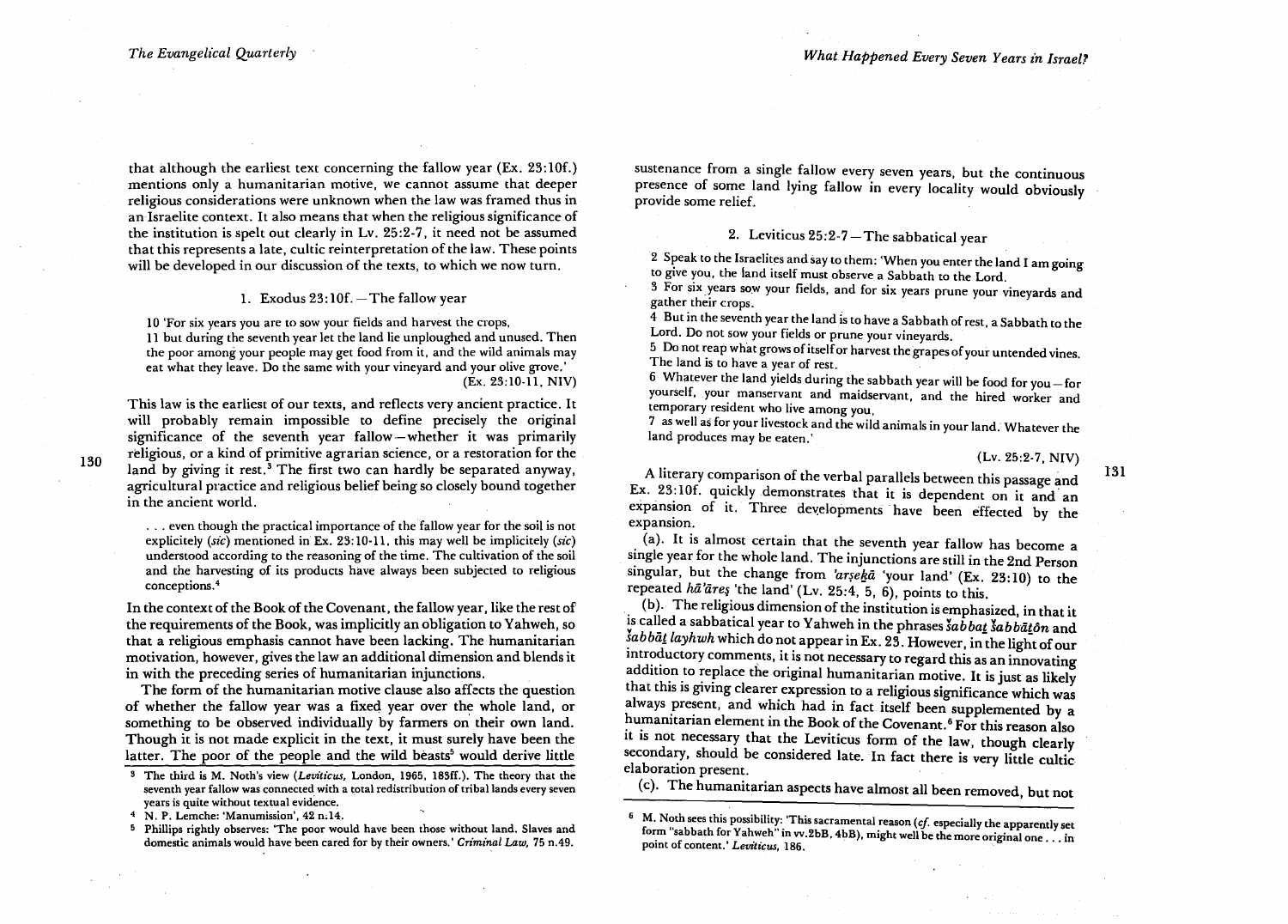that although the earliest text concerning the fallow year (Ex. 23:10f.) mentions only a humanitarian motive, we cannot assume that deeper religious considerations were unknown when the law was framed thus in an Israelite context. It also means that when the religious significance of the institution is spelt out clearly in Lv. 25:2-7, it need not be assumed that this represents a late, cultic reinterpretation of the law. These points will be developed in our discussion of the texts, to which we now turn.

### 1. Exodus 23:10f.—The fallow year

> 10 'For six years you are to sow your fields and harvest the crops,
> 11 but during the seventh year let the land lie unploughed and unused. Then the poor among your people may get food from it, and the wild animals may eat what they leave. Do the same with your vineyard and your olive grove.'
> (Ex. 23:10-11, NIV)

This law is the earliest of our texts, and reflects very ancient practice. It will probably remain impossible to define precisely the original significance of the seventh year fallow—whether it was primarily religious, or a kind of primitive agrarian science, or a restoration for the land by giving it rest.[3] The first two can hardly be separated anyway, agricultural practice and religious belief being so closely bound together in the ancient world.

> . . . even though the practical importance of the fallow year for the soil is not explicitely (*sic*) mentioned in Ex. 23:10-11, this may well be implicitely (*sic*) understood according to the reasoning of the time. The cultivation of the soil and the harvesting of its products have always been subjected to religious conceptions.[4]

In the context of the Book of the Covenant, the fallow year, like the rest of the requirements of the Book, was implicitly an obligation to Yahweh, so that a religious emphasis cannot have been lacking. The humanitarian motivation, however, gives the law an additional dimension and blends it in with the preceding series of humanitarian injunctions.

The form of the humanitarian motive clause also affects the question of whether the fallow year was a fixed year over the whole land, or something to be observed individually by farmers on their own land. Though it is not made explicit in the text, it must surely have been the latter. The poor of the people and the wild beasts[5] would derive little sustenance from a single fallow every seven years, but the continuous presence of some land lying fallow in every locality would obviously provide some relief.

### 2. Leviticus 25:2-7—The sabbatical year

> 2 Speak to the Israelites and say to them: 'When you enter the land I am going to give you, the land itself must observe a Sabbath to the Lord.
> 3 For six years sow your fields, and for six years prune your vineyards and gather their crops.
> 4 But in the seventh year the land is to have a Sabbath of rest, a Sabbath to the Lord. Do not sow your fields or prune your vineyards.
> 5 Do not reap what grows of itself or harvest the grapes of your untended vines. The land is to have a year of rest.
> 6 Whatever the land yields during the sabbath year will be food for you—for yourself, your manservant and maidservant, and the hired worker and temporary resident who live among you,
> 7 as well as for your livestock and the wild animals in your land. Whatever the land produces may be eaten.'
> (Lv. 25:2-7, NIV)

A literary comparison of the verbal parallels between this passage and Ex. 23:10f. quickly demonstrates that it is dependent on it and an expansion of it. Three developments have been effected by the expansion.

(a). It is almost certain that the seventh year fallow has become a single year for the whole land. The injunctions are still in the 2nd Person singular, but the change from *'arṣeḵā* 'your land' (Ex. 23:10) to the repeated *hā'āreṣ* 'the land' (Lv. 25:4, 5, 6), points to this.

(b). The religious dimension of the institution is emphasized, in that it is called a sabbatical year to Yahweh in the phrases *šabbaṯ šabbāṯôn* and *šabbāṯ layhwh* which do not appear in Ex. 23. However, in the light of our introductory comments, it is not necessary to regard this as an innovating addition to replace the original humanitarian motive. It is just as likely that this is giving clearer expression to a religious significance which was always present, and which had in fact itself been supplemented by a humanitarian element in the Book of the Covenant.[6] For this reason also it is not necessary that the Leviticus form of the law, though clearly secondary, should be considered late. In fact there is very little cultic elaboration present.

(c). The humanitarian aspects have almost all been removed, but not

---

[3] The third is M. Noth's view (*Leviticus*, London, 1965, 185ff.). The theory that the seventh year fallow was connected with a total redistribution of tribal lands every seven years is quite without textual evidence.

[4] N. P. Lemche: 'Manumission', 42 n.14.

[5] Phillips rightly observes: 'The poor would have been those without land. Slaves and domestic animals would have been cared for by their owners.' *Criminal Law*, 75 n.49.

[6] M. Noth sees this possibility: 'This sacramental reason (*cf.* especially the apparently set form "sabbath for Yahweh" in vv.2bB, 4bB), might well be the more original one . . . in point of content.' *Leviticus*, 186.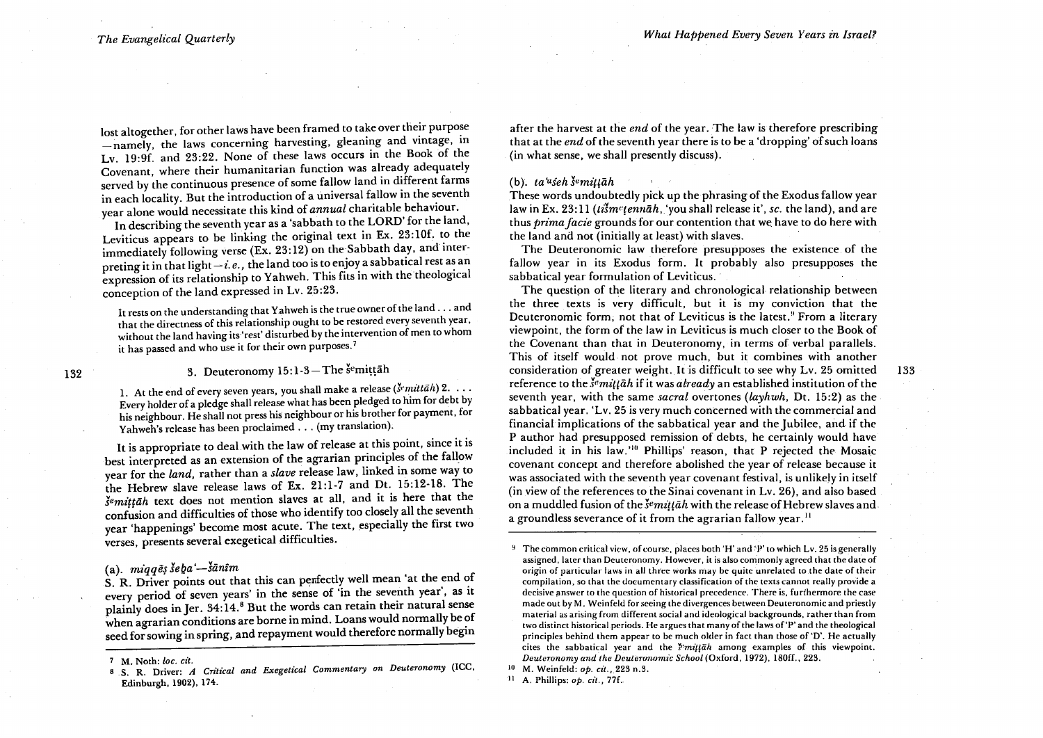lost altogether, for other laws have been framed to take over their purpose—namely, the laws concerning harvesting, gleaning and vintage, in Lv. 19:9f. and 23:22. None of these laws occurs in the Book of the Covenant, where their humanitarian function was already adequately served by the continuous presence of some fallow land in different farms in each locality. But the introduction of a universal fallow in the seventh year alone would necessitate this kind of *annual* charitable behaviour.

In describing the seventh year as a 'sabbath to the LORD' for the land, Leviticus appears to be linking the original text in Ex. 23:10f. to the immediately following verse (Ex. 23:12) on the Sabbath day, and interpreting it in that light—*i.e.*, the land too is to enjoy a sabbatical rest as an expression of its relationship to Yahweh. This fits in with the theological conception of the land expressed in Lv. 25:23.

> It rests on the understanding that Yahweh is the true owner of the land . . . and that the directness of this relationship ought to be restored every seventh year, without the land having its 'rest' disturbed by the intervention of men to whom it has passed and who use it for their own purposes.[7]

### 3. Deuteronomy 15:1-3—The šᵉmiṭṭāh

> 1. At the end of every seven years, you shall make a release (*šᵉmiṭṭāh*) 2. . . . Every holder of a pledge shall release what has been pledged to him for debt by his neighbour. He shall not press his neighbour or his brother for payment, for Yahweh's release has been proclaimed . . . (my translation).

It is appropriate to deal with the law of release at this point, since it is best interpreted as an extension of the agrarian principles of the fallow year for the *land*, rather than a *slave* release law, linked in some way to the Hebrew slave release laws of Ex. 21:1-7 and Dt. 15:12-18. The *šᵉmiṭṭāh* text does not mention slaves at all, and it is here that the confusion and difficulties of those who identify too closely all the seventh year 'happenings' become most acute. The text, especially the first two verses, presents several exegetical difficulties.

#### (a). *miqqēṣ šeḇa'—šānîm*

S. R. Driver points out that this can perfectly well mean 'at the end of every period of seven years' in the sense of 'in the seventh year', as it plainly does in Jer. 34:14.[8] But the words can retain their natural sense when agrarian conditions are borne in mind. Loans would normally be of seed for sowing in spring, and repayment would therefore normally begin after the harvest at the *end* of the year. The law is therefore prescribing that at the *end* of the seventh year there is to be a 'dropping' of such loans (in what sense, we shall presently discuss).

#### (b). *ta'ăśeh šᵉmiṭṭāh*

These words undoubtedly pick up the phrasing of the Exodus fallow year law in Ex. 23:11 (*tišmᵉṭennāh*, 'you shall release it', *sc.* the land), and are thus *prima facie* grounds for our contention that we have to do here with the land and not (initially at least) with slaves.

The Deuteronomic law therefore presupposes the existence of the fallow year in its Exodus form. It probably also presupposes the sabbatical year formulation of Leviticus.

The question of the literary and chronological relationship between the three texts is very difficult, but it is my conviction that the Deuteronomic form, not that of Leviticus is the latest.[9] From a literary viewpoint, the form of the law in Leviticus is much closer to the Book of the Covenant than that in Deuteronomy, in terms of verbal parallels. This of itself would not prove much, but it combines with another consideration of greater weight. It is difficult to see why Lv. 25 omitted reference to the *šᵉmiṭṭāh* if it was *already* an established institution of the seventh year, with the same *sacral* overtones (*layhwh*, Dt. 15:2) as the sabbatical year. 'Lv. 25 is very much concerned with the commercial and financial implications of the sabbatical year and the Jubilee, and if the P author had presupposed remission of debts, he certainly would have included it in his law.'[10] Phillips' reason, that P rejected the Mosaic covenant concept and therefore abolished the year of release because it was associated with the seventh year covenant festival, is unlikely in itself (in view of the references to the Sinai covenant in Lv. 26), and also based on a muddled fusion of the *šᵉmiṭṭāh* with the release of Hebrew slaves and a groundless severance of it from the agrarian fallow year.[11]

---

[7] M. Noth: *loc. cit.*

[8] S. R. Driver: *A Critical and Exegetical Commentary on Deuteronomy* (ICC, Edinburgh, 1902), 174.

[9] The common critical view, of course, places both 'H' and 'P' to which Lv. 25 is generally assigned, later than Deuteronomy. However, it is also commonly agreed that the date of origin of particular laws in all three works may be quite unrelated to the date of their compilation, so that the documentary classification of the texts cannot really provide a decisive answer to the question of historical precedence. There is, furthermore the case made out by M. Weinfeld for seeing the divergences between Deuteronomic and priestly material as arising from different social and ideological backgrounds, rather than from two distinct historical periods. He argues that many of the laws of 'P' and the theological principles behind them appear to be much older in fact than those of 'D'. He actually cites the sabbatical year and the *šᵉmiṭṭāh* among examples of this viewpoint. *Deuteronomy and the Deuteronomic School* (Oxford, 1972), 180ff., 223.

[10] M. Weinfeld: *op. cit.*, 223 n.3.

[11] A. Phillips: *op. cit.*, 77f.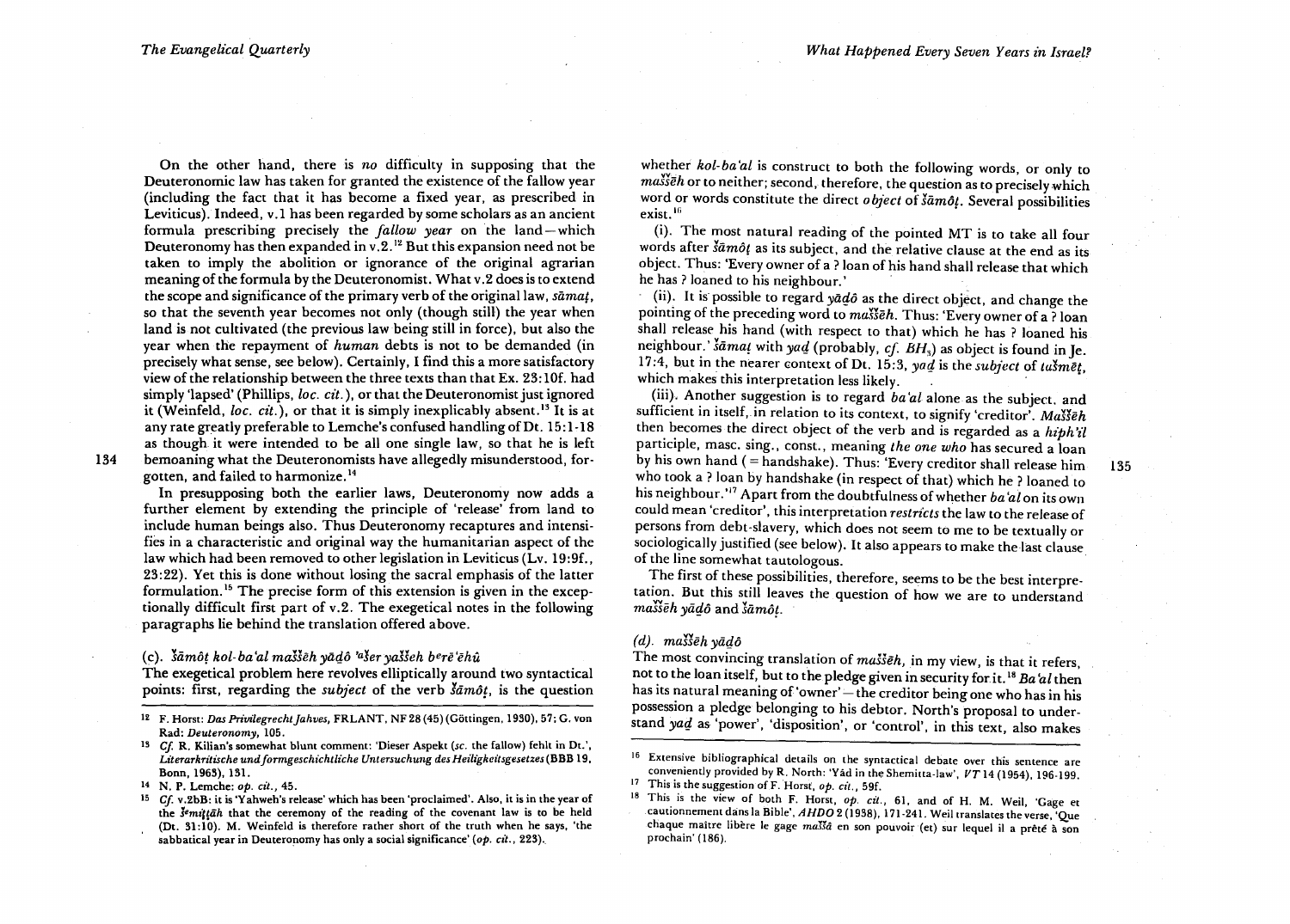On the other hand, there is *no* difficulty in supposing that the Deuteronomic law has taken for granted the existence of the fallow year (including the fact that it has become a fixed year, as prescribed in Leviticus). Indeed, v.1 has been regarded by some scholars as an ancient formula prescribing precisely the *fallow year* on the land—which Deuteronomy has then expanded in v.2.[12] But this expansion need not be taken to imply the abolition or ignorance of the original agrarian meaning of the formula by the Deuteronomist. What v.2 does is to extend the scope and significance of the primary verb of the original law, *šāmaṭ*, so that the seventh year becomes not only (though still) the year when land is not cultivated (the previous law being still in force), but also the year when the repayment of *human* debts is not to be demanded (in precisely what sense, see below). Certainly, I find this a more satisfactory view of the relationship between the three texts than that Ex. 23:10f. had simply 'lapsed' (Phillips, *loc. cit.*), or that the Deuteronomist just ignored it (Weinfeld, *loc. cit.*), or that it is simply inexplicably absent.[13] It is at any rate greatly preferable to Lemche's confused handling of Dt. 15:1-18 as though it were intended to be all one single law, so that he is left bemoaning what the Deuteronomists have allegedly misunderstood, forgotten, and failed to harmonize.[14]

In presupposing both the earlier laws, Deuteronomy now adds a further element by extending the principle of 'release' from land to include human beings also. Thus Deuteronomy recaptures and intensifies in a characteristic and original way the humanitarian aspect of the law which had been removed to other legislation in Leviticus (Lv. 19:9f., 23:22). Yet this is done without losing the sacral emphasis of the latter formulation.[15] The precise form of this extension is given in the exceptionally difficult first part of v.2. The exegetical notes in the following paragraphs lie behind the translation offered above.

### (c). *šāmôṭ kol-ba'al maššēh yādô 'ašer yaššeh bᵉrē'ēhû*

The exegetical problem here revolves elliptically around two syntactical points: first, regarding the *subject* of the verb *šāmôṭ*, is the question whether *kol-ba'al* is construct to both the following words, or only to *maššēh* or to neither; second, therefore, the question as to precisely which word or words constitute the direct *object* of *šāmôṭ*. Several possibilities exist.[16]

(i). The most natural reading of the pointed MT is to take all four words after *šāmôṭ* as its subject, and the relative clause at the end as its object. Thus: 'Every owner of a ? loan of his hand shall release that which he has ? loaned to his neighbour.'

(ii). It is possible to regard *yādô* as the direct object, and change the pointing of the preceding word to *maššēh*. Thus: 'Every owner of a ? loan shall release his hand (with respect to that) which he has ? loaned his neighbour.' *šāmaṭ* with *yaḏ* (probably, *cf. BH₃*) as object is found in Je. 17:4, but in the nearer context of Dt. 15:3, *yaḏ* is the *subject* of *tašmēṭ*, which makes this interpretation less likely.

(iii). Another suggestion is to regard *ba'al* alone as the subject, and sufficient in itself, in relation to its context, to signify 'creditor'. *Maššēh* then becomes the direct object of the verb and is regarded as a *hiph'il* participle, masc. sing., const., meaning *the one who* has secured a loan by his own hand (= handshake). Thus: 'Every creditor shall release him who took a ? loan by handshake (in respect of that) which he ? loaned to his neighbour.'[17] Apart from the doubtfulness of whether *ba'al* on its own could mean 'creditor', this interpretation *restricts* the law to the release of persons from debt-slavery, which does not seem to me to be textually or sociologically justified (see below). It also appears to make the last clause of the line somewhat tautologous.

The first of these possibilities, therefore, seems to be the best interpretation. But this still leaves the question of how we are to understand *maššēh yādô* and *šāmôṭ*.

### (d). *maššēh yādô*

The most convincing translation of *maššēh*, in my view, is that it refers, not to the loan itself, but to the pledge given in security for it.[18] *Ba'al* then has its natural meaning of 'owner'—the creditor being one who has in his possession a pledge belonging to his debtor. North's proposal to understand *yaḏ* as 'power', 'disposition', or 'control', in this text, also makes

---

[12] F. Horst: *Das Privilegrecht Jahves*, FRLANT, NF 28 (45) (Göttingen, 1930), 57; G. von Rad: *Deuteronomy*, 105.

[13] *Cf.* R. Kilian's somewhat blunt comment: 'Dieser Aspekt (*sc.* the fallow) fehlt in Dt.', *Literarkritische und formgeschichtliche Untersuchung des Heiligkeitsgesetzes* (BBB 19, Bonn, 1963), 131.

[14] N. P. Lemche: *op. cit.*, 45.

[15] *Cf.* v.2bB: it is 'Yahweh's release' which has been 'proclaimed'. Also, it is in the year of the *šᵉmiṭṭāh* that the ceremony of the reading of the covenant law is to be held (Dt. 31:10). M. Weinfeld is therefore rather short of the truth when he says, 'the sabbatical year in Deuteronomy has only a social significance' (*op. cit.*, 223).

[16] Extensive bibliographical details on the syntactical debate over this sentence are conveniently provided by R. North: 'Yād in the Shemitta-law', *VT* 14 (1954), 196-199.

[17] This is the suggestion of F. Horst, *op. cit.*, 59f.

[18] This is the view of both F. Horst, *op. cit.*, 61, and of H. M. Weil, 'Gage et cautionnement dans la Bible', *AHDO* 2 (1938), 171-241. Weil translates the verse, 'Que chaque maître libère le gage *maššā* en son pouvoir (et) sur lequel il a prêté à son prochain' (186).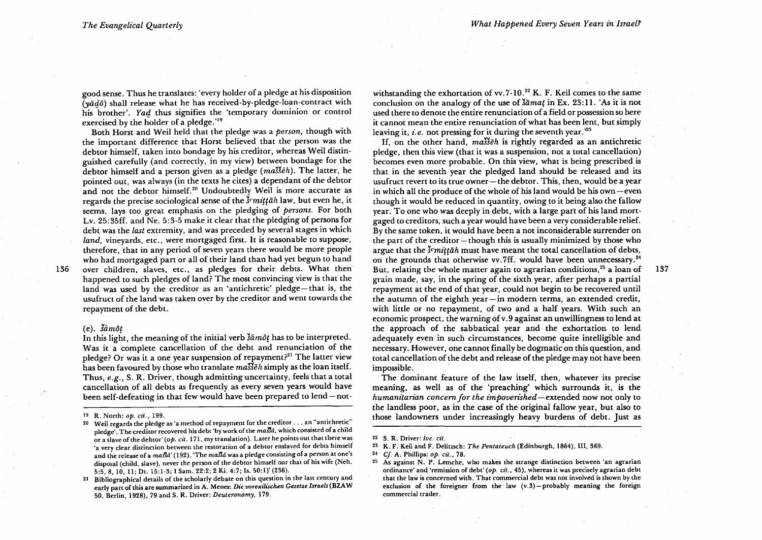good sense. Thus he translates: 'every holder of a pledge at his disposition (*yādô*) shall release what he has received-by-pledge-loan-contract with his brother'. *Yad* thus signifies the 'temporary dominion or control exercised by the holder of a pledge.'[19]

Both Horst and Weil held that the pledge was a *person*, though with the important difference that Horst believed that the person was the debtor himself, taken into bondage by his creditor, whereas Weil distinguished carefully (and correctly, in my view) between bondage for the debtor himself and a person given as a pledge (*maššeh*). The latter, he pointed out, was always (in the texts he cites) a dependant of the debtor and not the debtor himself.[20] Undoubtedly Weil is more accurate as regards the precise sociological sense of the *šᵉmiṭṭāh* law, but even he, it seems, lays too great emphasis on the pledging of *persons*. For both Lv. 25:35ff. and Ne. 5:3-5 make it clear that the pledging of persons for debt was the *last* extremity, and was preceded by several stages in which *land*, vineyards, etc., were mortgaged first. It is reasonable to suppose, therefore, that in any period of seven years there would be more people who had mortgaged part or all of their land than had yet begun to hand over children, slaves, etc., as pledges for their debts. What then happened to such pledges of land? The most convincing view is that the land was used by the creditor as an 'antichretic' pledge—that is, the usufruct of the land was taken over by the creditor and went towards the repayment of the debt.

### (e). *šāmôṭ*

In this light, the meaning of the initial verb *šāmôṭ* has to be interpreted. Was it a complete cancellation of the debt and renunciation of the pledge? Or was it a one year suspension of repayment?[21] The latter view has been favoured by those who translate *maššeh* simply as the loan itself. Thus, *e.g.*, S. R. Driver, though admitting uncertainty, feels that a total cancellation of all debts as frequently as every seven years would have been self-defeating in that few would have been prepared to lend—notwithstanding the exhortation of vv.7-10.[22] K. F. Keil comes to the same conclusion on the analogy of the use of *šāmaṭ* in Ex. 23:11. 'As it is not used there to denote the entire renunciation of a field or possession so here it cannot mean the entire renunciation of what has been lent, but simply leaving it, *i.e.* not pressing for it during the seventh year.'[23]

If, on the other hand, *maššeh* is rightly regarded as an antichretic pledge, then this view (that it was a suspension, not a total cancellation) becomes even more probable. On this view, what is being prescribed is that in the seventh year the pledged land should be released and its usufruct revert to its true owner—the debtor. This, then, would be a year in which all the produce of the whole of his land would be his own—even though it would be reduced in quantity, owing to it being also the fallow year. To one who was deeply in debt, with a large part of his land mortgaged to creditors, such a year would have been a very considerable relief. By the same token, it would have been a not inconsiderable surrender on the part of the creditor—though this is usually minimized by those who argue that the *šᵉmiṭṭāh* must have meant the total cancellation of debts, on the grounds that otherwise vv.7ff. would have been unnecessary.[24] But, relating the whole matter again to agrarian conditions,[25] a loan of grain made, say, in the spring of the sixth year, after perhaps a partial repayment at the end of that year, could not begin to be recovered until the autumn of the eighth year—in modern terms, an extended credit, with little or no repayment, of two and a half years. With such an economic prospect, the warning of v.9 against an unwillingness to lend at the approach of the sabbatical year and the exhortation to lend adequately even in such circumstances, become quite intelligible and necessary. However, one cannot finally be dogmatic on this question, and total cancellation of the debt and release of the pledge may not have been impossible.

The dominant feature of the law itself, then, whatever its precise meaning, as well as of the 'preaching' which surrounds it, is the *humanitarian concern for the impoverished*—extended now not only to the landless poor, as in the case of the original fallow year, but also to those landowners under increasingly heavy burdens of debt. Just as

---

[19] R. North: *op. cit.*, 199.

[20] Weil regards the pledge as 'a method of repayment for the creditor . . . an "antichretic" pledge'. The creditor recovered his debt 'by work of the *maššā*, which consisted of a child or a slave of the debtor' (*op. cit.* 171, my translation). Later he points out that there was 'a very clear distinction between the restoration of a debtor enslaved for debts himself and the release of a *maššā*' (192). 'The *maššā* was a pledge consisting of a person at one's disposal (child, slave), never the person of the debtor himself nor that of his wife (Neh. 5:5, 8, 10, 11; Dt. 15:1-3; 1 Sam. 22:2; 2 Ki. 4:7; Is. 50:1)' (236).

[21] Bibliographical details of the scholarly debate on this question in the last century and early part of this are summarized in A. Menes: *Die vorexilischen Gesetze Israels* (BZAW 50, Berlin, 1928), 79 and S. R. Driver: *Deuteronomy*, 179.

[22] S. R. Driver: *loc. cit.*

[23] K. F. Keil and F. Delitzsch: *The Pentateuch* (Edinburgh, 1864), III, 369.

[24] *Cf.* A. Phillips: *op. cit.*, 78.

[25] As against N. P. Lemche, who makes the strange distinction between 'an agrarian ordinance' and 'remission of debt' (*op. cit.*, 45), whereas it was precisely agrarian debt that the law is concerned with. That commercial debt was not involved is shown by the exclusion of the foreigner from the law (v.3)—probably meaning the foreign commercial trader.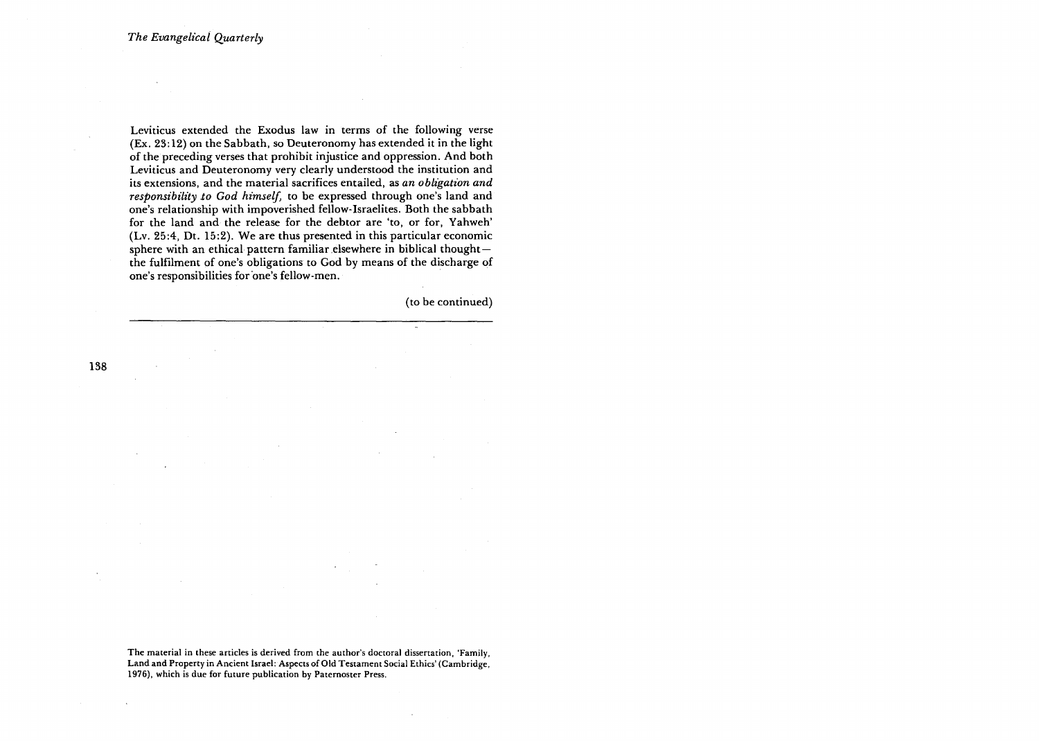Leviticus extended the Exodus law in terms of the following verse (Ex. 23:12) on the Sabbath, so Deuteronomy has extended it in the light of the preceding verses that prohibit injustice and oppression. And both Leviticus and Deuteronomy very clearly understood the institution and its extensions, and the material sacrifices entailed, as *an obligation and responsibility to God himself,* to be expressed through one's land and one's relationship with impoverished fellow-Israelites. Both the sabbath for the land and the release for the debtor are 'to, or for, Yahweh' (Lv. 25:4, Dt. 15:2). We are thus presented in this particular economic sphere with an ethical pattern familiar elsewhere in biblical thought—the fulfilment of one's obligations to God by means of the discharge of one's responsibilities for one's fellow-men.

(to be continued)

---

The material in these articles is derived from the author's doctoral dissertation, 'Family, Land and Property in Ancient Israel: Aspects of Old Testament Social Ethics' (Cambridge, 1976), which is due for future publication by Paternoster Press.